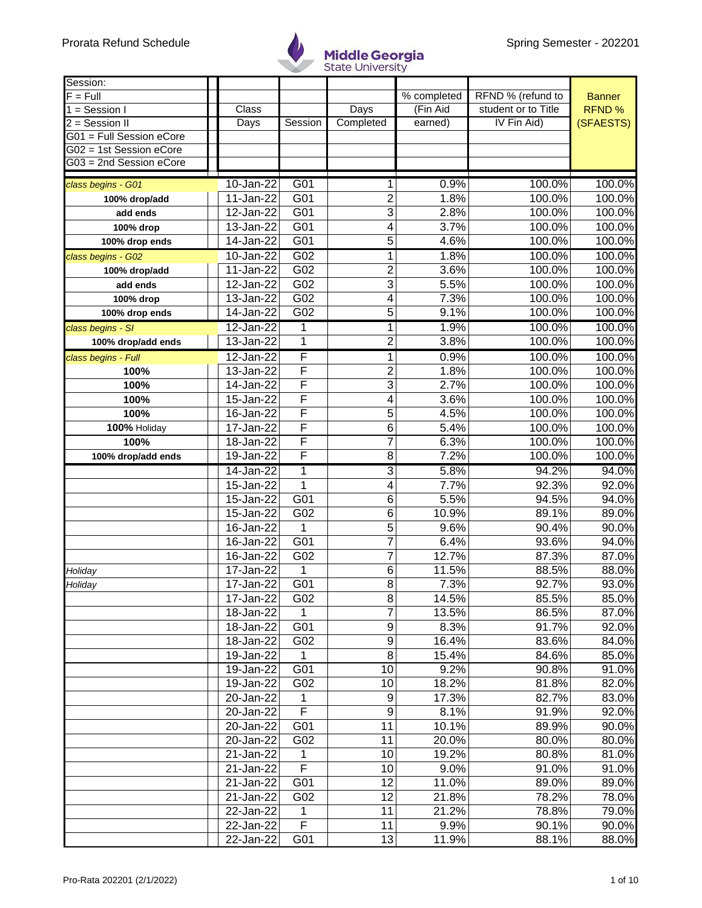Prorata Refund Schedule

Middle Georgia State University

Spring Semester - 202201

| Session: F = Full; 1 = Session I; 2 = Session II; G01 = Full Session eCore; G02 = 1st Session eCore; G03 = 2nd Session eCore | Class Days | Session | Days Completed | % completed (Fin Aid earned) | RFND % (refund to student or to Title IV Fin Aid) | Banner RFND % (SFAESTS) |
|---|---|---|---|---|---|---|
| *class begins - G01* | 10-Jan-22 | G01 | 1 | 0.9% | 100.0% | 100.0% |
| **100% drop/add** | 11-Jan-22 | G01 | 2 | 1.8% | 100.0% | 100.0% |
| **add ends** | 12-Jan-22 | G01 | 3 | 2.8% | 100.0% | 100.0% |
| **100% drop** | 13-Jan-22 | G01 | 4 | 3.7% | 100.0% | 100.0% |
| **100% drop ends** | 14-Jan-22 | G01 | 5 | 4.6% | 100.0% | 100.0% |
| *class begins - G02* | 10-Jan-22 | G02 | 1 | 1.8% | 100.0% | 100.0% |
| **100% drop/add** | 11-Jan-22 | G02 | 2 | 3.6% | 100.0% | 100.0% |
| **add ends** | 12-Jan-22 | G02 | 3 | 5.5% | 100.0% | 100.0% |
| **100% drop** | 13-Jan-22 | G02 | 4 | 7.3% | 100.0% | 100.0% |
| **100% drop ends** | 14-Jan-22 | G02 | 5 | 9.1% | 100.0% | 100.0% |
| *class begins - SI* | 12-Jan-22 | 1 | 1 | 1.9% | 100.0% | 100.0% |
| **100% drop/add ends** | 13-Jan-22 | 1 | 2 | 3.8% | 100.0% | 100.0% |
| *class begins - Full* | 12-Jan-22 | F | 1 | 0.9% | 100.0% | 100.0% |
| **100%** | 13-Jan-22 | F | 2 | 1.8% | 100.0% | 100.0% |
| **100%** | 14-Jan-22 | F | 3 | 2.7% | 100.0% | 100.0% |
| **100%** | 15-Jan-22 | F | 4 | 3.6% | 100.0% | 100.0% |
| **100%** | 16-Jan-22 | F | 5 | 4.5% | 100.0% | 100.0% |
| **100%** Holiday | 17-Jan-22 | F | 6 | 5.4% | 100.0% | 100.0% |
| **100%** | 18-Jan-22 | F | 7 | 6.3% | 100.0% | 100.0% |
| **100% drop/add ends** | 19-Jan-22 | F | 8 | 7.2% | 100.0% | 100.0% |
| | 14-Jan-22 | 1 | 3 | 5.8% | 94.2% | 94.0% |
| | 15-Jan-22 | 1 | 4 | 7.7% | 92.3% | 92.0% |
| | 15-Jan-22 | G01 | 6 | 5.5% | 94.5% | 94.0% |
| | 15-Jan-22 | G02 | 6 | 10.9% | 89.1% | 89.0% |
| | 16-Jan-22 | 1 | 5 | 9.6% | 90.4% | 90.0% |
| | 16-Jan-22 | G01 | 7 | 6.4% | 93.6% | 94.0% |
| | 16-Jan-22 | G02 | 7 | 12.7% | 87.3% | 87.0% |
| *Holiday* | 17-Jan-22 | 1 | 6 | 11.5% | 88.5% | 88.0% |
| *Holiday* | 17-Jan-22 | G01 | 8 | 7.3% | 92.7% | 93.0% |
| | 17-Jan-22 | G02 | 8 | 14.5% | 85.5% | 85.0% |
| | 18-Jan-22 | 1 | 7 | 13.5% | 86.5% | 87.0% |
| | 18-Jan-22 | G01 | 9 | 8.3% | 91.7% | 92.0% |
| | 18-Jan-22 | G02 | 9 | 16.4% | 83.6% | 84.0% |
| | 19-Jan-22 | 1 | 8 | 15.4% | 84.6% | 85.0% |
| | 19-Jan-22 | G01 | 10 | 9.2% | 90.8% | 91.0% |
| | 19-Jan-22 | G02 | 10 | 18.2% | 81.8% | 82.0% |
| | 20-Jan-22 | 1 | 9 | 17.3% | 82.7% | 83.0% |
| | 20-Jan-22 | F | 9 | 8.1% | 91.9% | 92.0% |
| | 20-Jan-22 | G01 | 11 | 10.1% | 89.9% | 90.0% |
| | 20-Jan-22 | G02 | 11 | 20.0% | 80.0% | 80.0% |
| | 21-Jan-22 | 1 | 10 | 19.2% | 80.8% | 81.0% |
| | 21-Jan-22 | F | 10 | 9.0% | 91.0% | 91.0% |
| | 21-Jan-22 | G01 | 12 | 11.0% | 89.0% | 89.0% |
| | 21-Jan-22 | G02 | 12 | 21.8% | 78.2% | 78.0% |
| | 22-Jan-22 | 1 | 11 | 21.2% | 78.8% | 79.0% |
| | 22-Jan-22 | F | 11 | 9.9% | 90.1% | 90.0% |
| | 22-Jan-22 | G01 | 13 | 11.9% | 88.1% | 88.0% |

Pro-Rata 202201 (2/1/2022)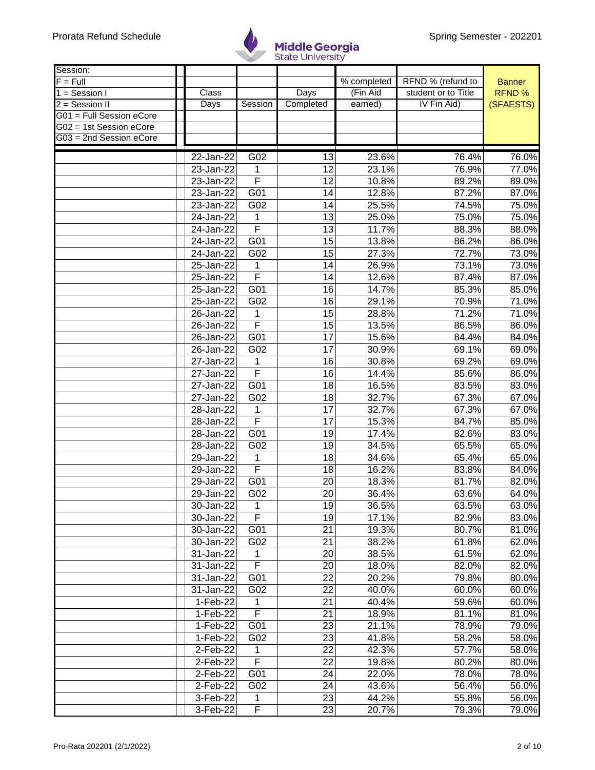| Session:<br>F = Full<br>1 = Session I<br>2 = Session II<br>G01 = Full Session eCore<br>G02 = 1st Session eCore<br>G03 = 2nd Session eCore | Class Days | Session | Days Completed | % completed (Fin Aid earned) | RFND % (refund to student or to Title IV Fin Aid) | Banner RFND % (SFAESTS) |
|---|---|---|---|---|---|---|
| | 22-Jan-22 | G02 | 13 | 23.6% | 76.4% | 76.0% |
| | 23-Jan-22 | 1 | 12 | 23.1% | 76.9% | 77.0% |
| | 23-Jan-22 | F | 12 | 10.8% | 89.2% | 89.0% |
| | 23-Jan-22 | G01 | 14 | 12.8% | 87.2% | 87.0% |
| | 23-Jan-22 | G02 | 14 | 25.5% | 74.5% | 75.0% |
| | 24-Jan-22 | 1 | 13 | 25.0% | 75.0% | 75.0% |
| | 24-Jan-22 | F | 13 | 11.7% | 88.3% | 88.0% |
| | 24-Jan-22 | G01 | 15 | 13.8% | 86.2% | 86.0% |
| | 24-Jan-22 | G02 | 15 | 27.3% | 72.7% | 73.0% |
| | 25-Jan-22 | 1 | 14 | 26.9% | 73.1% | 73.0% |
| | 25-Jan-22 | F | 14 | 12.6% | 87.4% | 87.0% |
| | 25-Jan-22 | G01 | 16 | 14.7% | 85.3% | 85.0% |
| | 25-Jan-22 | G02 | 16 | 29.1% | 70.9% | 71.0% |
| | 26-Jan-22 | 1 | 15 | 28.8% | 71.2% | 71.0% |
| | 26-Jan-22 | F | 15 | 13.5% | 86.5% | 86.0% |
| | 26-Jan-22 | G01 | 17 | 15.6% | 84.4% | 84.0% |
| | 26-Jan-22 | G02 | 17 | 30.9% | 69.1% | 69.0% |
| | 27-Jan-22 | 1 | 16 | 30.8% | 69.2% | 69.0% |
| | 27-Jan-22 | F | 16 | 14.4% | 85.6% | 86.0% |
| | 27-Jan-22 | G01 | 18 | 16.5% | 83.5% | 83.0% |
| | 27-Jan-22 | G02 | 18 | 32.7% | 67.3% | 67.0% |
| | 28-Jan-22 | 1 | 17 | 32.7% | 67.3% | 67.0% |
| | 28-Jan-22 | F | 17 | 15.3% | 84.7% | 85.0% |
| | 28-Jan-22 | G01 | 19 | 17.4% | 82.6% | 83.0% |
| | 28-Jan-22 | G02 | 19 | 34.5% | 65.5% | 65.0% |
| | 29-Jan-22 | 1 | 18 | 34.6% | 65.4% | 65.0% |
| | 29-Jan-22 | F | 18 | 16.2% | 83.8% | 84.0% |
| | 29-Jan-22 | G01 | 20 | 18.3% | 81.7% | 82.0% |
| | 29-Jan-22 | G02 | 20 | 36.4% | 63.6% | 64.0% |
| | 30-Jan-22 | 1 | 19 | 36.5% | 63.5% | 63.0% |
| | 30-Jan-22 | F | 19 | 17.1% | 82.9% | 83.0% |
| | 30-Jan-22 | G01 | 21 | 19.3% | 80.7% | 81.0% |
| | 30-Jan-22 | G02 | 21 | 38.2% | 61.8% | 62.0% |
| | 31-Jan-22 | 1 | 20 | 38.5% | 61.5% | 62.0% |
| | 31-Jan-22 | F | 20 | 18.0% | 82.0% | 82.0% |
| | 31-Jan-22 | G01 | 22 | 20.2% | 79.8% | 80.0% |
| | 31-Jan-22 | G02 | 22 | 40.0% | 60.0% | 60.0% |
| | 1-Feb-22 | 1 | 21 | 40.4% | 59.6% | 60.0% |
| | 1-Feb-22 | F | 21 | 18.9% | 81.1% | 81.0% |
| | 1-Feb-22 | G01 | 23 | 21.1% | 78.9% | 79.0% |
| | 1-Feb-22 | G02 | 23 | 41.8% | 58.2% | 58.0% |
| | 2-Feb-22 | 1 | 22 | 42.3% | 57.7% | 58.0% |
| | 2-Feb-22 | F | 22 | 19.8% | 80.2% | 80.0% |
| | 2-Feb-22 | G01 | 24 | 22.0% | 78.0% | 78.0% |
| | 2-Feb-22 | G02 | 24 | 43.6% | 56.4% | 56.0% |
| | 3-Feb-22 | 1 | 23 | 44.2% | 55.8% | 56.0% |
| | 3-Feb-22 | F | 23 | 20.7% | 79.3% | 79.0% |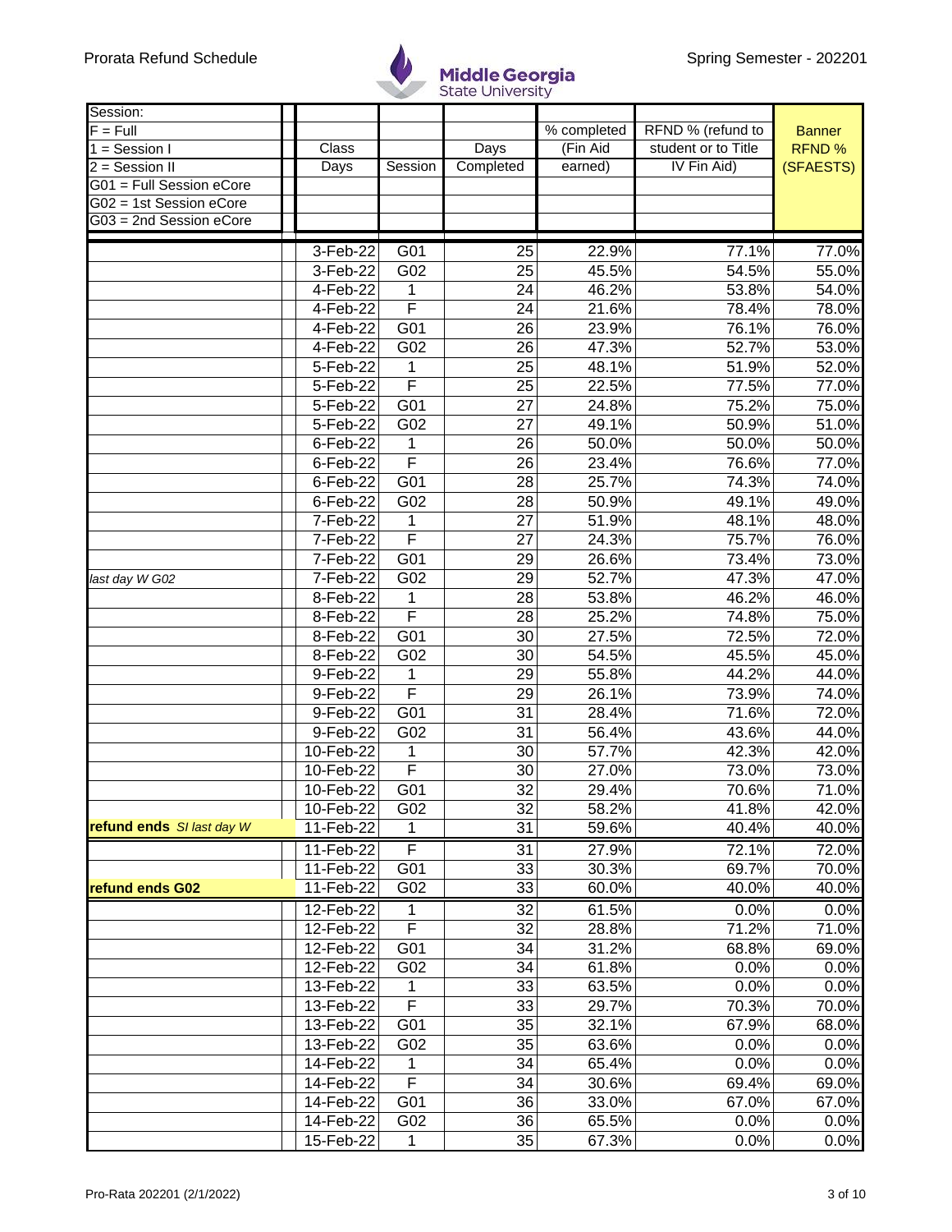Prorata Refund Schedule

Middle Georgia State University

Spring Semester - 202201

| Session: F = Full, 1 = Session I, 2 = Session II, G01 = Full Session eCore, G02 = 1st Session eCore, G03 = 2nd Session eCore | Class Days | Session | Days Completed | % completed (Fin Aid earned) | RFND % (refund to student or to Title IV Fin Aid) | Banner RFND % (SFAESTS) |
|---|---|---|---|---|---|---|
| | 3-Feb-22 | G01 | 25 | 22.9% | 77.1% | 77.0% |
| | 3-Feb-22 | G02 | 25 | 45.5% | 54.5% | 55.0% |
| | 4-Feb-22 | 1 | 24 | 46.2% | 53.8% | 54.0% |
| | 4-Feb-22 | F | 24 | 21.6% | 78.4% | 78.0% |
| | 4-Feb-22 | G01 | 26 | 23.9% | 76.1% | 76.0% |
| | 4-Feb-22 | G02 | 26 | 47.3% | 52.7% | 53.0% |
| | 5-Feb-22 | 1 | 25 | 48.1% | 51.9% | 52.0% |
| | 5-Feb-22 | F | 25 | 22.5% | 77.5% | 77.0% |
| | 5-Feb-22 | G01 | 27 | 24.8% | 75.2% | 75.0% |
| | 5-Feb-22 | G02 | 27 | 49.1% | 50.9% | 51.0% |
| | 6-Feb-22 | 1 | 26 | 50.0% | 50.0% | 50.0% |
| | 6-Feb-22 | F | 26 | 23.4% | 76.6% | 77.0% |
| | 6-Feb-22 | G01 | 28 | 25.7% | 74.3% | 74.0% |
| | 6-Feb-22 | G02 | 28 | 50.9% | 49.1% | 49.0% |
| | 7-Feb-22 | 1 | 27 | 51.9% | 48.1% | 48.0% |
| | 7-Feb-22 | F | 27 | 24.3% | 75.7% | 76.0% |
| | 7-Feb-22 | G01 | 29 | 26.6% | 73.4% | 73.0% |
| *last day W G02* | 7-Feb-22 | G02 | 29 | 52.7% | 47.3% | 47.0% |
| | 8-Feb-22 | 1 | 28 | 53.8% | 46.2% | 46.0% |
| | 8-Feb-22 | F | 28 | 25.2% | 74.8% | 75.0% |
| | 8-Feb-22 | G01 | 30 | 27.5% | 72.5% | 72.0% |
| | 8-Feb-22 | G02 | 30 | 54.5% | 45.5% | 45.0% |
| | 9-Feb-22 | 1 | 29 | 55.8% | 44.2% | 44.0% |
| | 9-Feb-22 | F | 29 | 26.1% | 73.9% | 74.0% |
| | 9-Feb-22 | G01 | 31 | 28.4% | 71.6% | 72.0% |
| | 9-Feb-22 | G02 | 31 | 56.4% | 43.6% | 44.0% |
| | 10-Feb-22 | 1 | 30 | 57.7% | 42.3% | 42.0% |
| | 10-Feb-22 | F | 30 | 27.0% | 73.0% | 73.0% |
| | 10-Feb-22 | G01 | 32 | 29.4% | 70.6% | 71.0% |
| | 10-Feb-22 | G02 | 32 | 58.2% | 41.8% | 42.0% |
| **refund ends** *SI last day W* | 11-Feb-22 | 1 | 31 | 59.6% | 40.4% | 40.0% |
| | 11-Feb-22 | F | 31 | 27.9% | 72.1% | 72.0% |
| | 11-Feb-22 | G01 | 33 | 30.3% | 69.7% | 70.0% |
| **refund ends G02** | 11-Feb-22 | G02 | 33 | 60.0% | 40.0% | 40.0% |
| | 12-Feb-22 | 1 | 32 | 61.5% | 0.0% | 0.0% |
| | 12-Feb-22 | F | 32 | 28.8% | 71.2% | 71.0% |
| | 12-Feb-22 | G01 | 34 | 31.2% | 68.8% | 69.0% |
| | 12-Feb-22 | G02 | 34 | 61.8% | 0.0% | 0.0% |
| | 13-Feb-22 | 1 | 33 | 63.5% | 0.0% | 0.0% |
| | 13-Feb-22 | F | 33 | 29.7% | 70.3% | 70.0% |
| | 13-Feb-22 | G01 | 35 | 32.1% | 67.9% | 68.0% |
| | 13-Feb-22 | G02 | 35 | 63.6% | 0.0% | 0.0% |
| | 14-Feb-22 | 1 | 34 | 65.4% | 0.0% | 0.0% |
| | 14-Feb-22 | F | 34 | 30.6% | 69.4% | 69.0% |
| | 14-Feb-22 | G01 | 36 | 33.0% | 67.0% | 67.0% |
| | 14-Feb-22 | G02 | 36 | 65.5% | 0.0% | 0.0% |
| | 15-Feb-22 | 1 | 35 | 67.3% | 0.0% | 0.0% |

Pro-Rata 202201 (2/1/2022)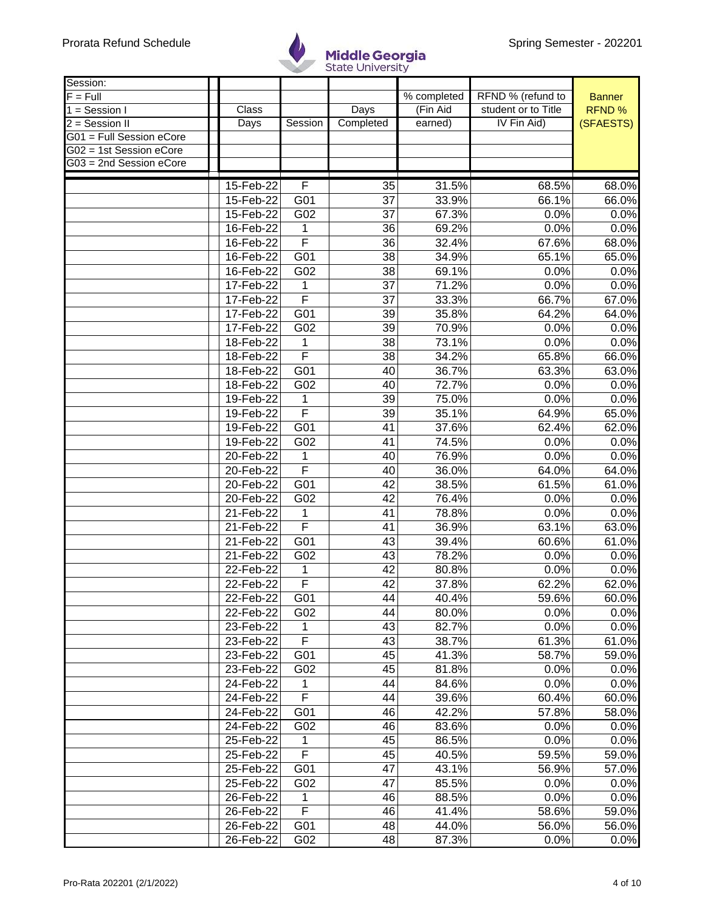| Session: F = Full 1 = Session I 2 = Session II G01 = Full Session eCore G02 = 1st Session eCore G03 = 2nd Session eCore | Class Days | Session | Days Completed | % completed (Fin Aid earned) | RFND % (refund to student or to Title IV Fin Aid) | Banner RFND % (SFAESTS) |
|---|---|---|---|---|---|---|
| | 15-Feb-22 | F | 35 | 31.5% | 68.5% | 68.0% |
| | 15-Feb-22 | G01 | 37 | 33.9% | 66.1% | 66.0% |
| | 15-Feb-22 | G02 | 37 | 67.3% | 0.0% | 0.0% |
| | 16-Feb-22 | 1 | 36 | 69.2% | 0.0% | 0.0% |
| | 16-Feb-22 | F | 36 | 32.4% | 67.6% | 68.0% |
| | 16-Feb-22 | G01 | 38 | 34.9% | 65.1% | 65.0% |
| | 16-Feb-22 | G02 | 38 | 69.1% | 0.0% | 0.0% |
| | 17-Feb-22 | 1 | 37 | 71.2% | 0.0% | 0.0% |
| | 17-Feb-22 | F | 37 | 33.3% | 66.7% | 67.0% |
| | 17-Feb-22 | G01 | 39 | 35.8% | 64.2% | 64.0% |
| | 17-Feb-22 | G02 | 39 | 70.9% | 0.0% | 0.0% |
| | 18-Feb-22 | 1 | 38 | 73.1% | 0.0% | 0.0% |
| | 18-Feb-22 | F | 38 | 34.2% | 65.8% | 66.0% |
| | 18-Feb-22 | G01 | 40 | 36.7% | 63.3% | 63.0% |
| | 18-Feb-22 | G02 | 40 | 72.7% | 0.0% | 0.0% |
| | 19-Feb-22 | 1 | 39 | 75.0% | 0.0% | 0.0% |
| | 19-Feb-22 | F | 39 | 35.1% | 64.9% | 65.0% |
| | 19-Feb-22 | G01 | 41 | 37.6% | 62.4% | 62.0% |
| | 19-Feb-22 | G02 | 41 | 74.5% | 0.0% | 0.0% |
| | 20-Feb-22 | 1 | 40 | 76.9% | 0.0% | 0.0% |
| | 20-Feb-22 | F | 40 | 36.0% | 64.0% | 64.0% |
| | 20-Feb-22 | G01 | 42 | 38.5% | 61.5% | 61.0% |
| | 20-Feb-22 | G02 | 42 | 76.4% | 0.0% | 0.0% |
| | 21-Feb-22 | 1 | 41 | 78.8% | 0.0% | 0.0% |
| | 21-Feb-22 | F | 41 | 36.9% | 63.1% | 63.0% |
| | 21-Feb-22 | G01 | 43 | 39.4% | 60.6% | 61.0% |
| | 21-Feb-22 | G02 | 43 | 78.2% | 0.0% | 0.0% |
| | 22-Feb-22 | 1 | 42 | 80.8% | 0.0% | 0.0% |
| | 22-Feb-22 | F | 42 | 37.8% | 62.2% | 62.0% |
| | 22-Feb-22 | G01 | 44 | 40.4% | 59.6% | 60.0% |
| | 22-Feb-22 | G02 | 44 | 80.0% | 0.0% | 0.0% |
| | 23-Feb-22 | 1 | 43 | 82.7% | 0.0% | 0.0% |
| | 23-Feb-22 | F | 43 | 38.7% | 61.3% | 61.0% |
| | 23-Feb-22 | G01 | 45 | 41.3% | 58.7% | 59.0% |
| | 23-Feb-22 | G02 | 45 | 81.8% | 0.0% | 0.0% |
| | 24-Feb-22 | 1 | 44 | 84.6% | 0.0% | 0.0% |
| | 24-Feb-22 | F | 44 | 39.6% | 60.4% | 60.0% |
| | 24-Feb-22 | G01 | 46 | 42.2% | 57.8% | 58.0% |
| | 24-Feb-22 | G02 | 46 | 83.6% | 0.0% | 0.0% |
| | 25-Feb-22 | 1 | 45 | 86.5% | 0.0% | 0.0% |
| | 25-Feb-22 | F | 45 | 40.5% | 59.5% | 59.0% |
| | 25-Feb-22 | G01 | 47 | 43.1% | 56.9% | 57.0% |
| | 25-Feb-22 | G02 | 47 | 85.5% | 0.0% | 0.0% |
| | 26-Feb-22 | 1 | 46 | 88.5% | 0.0% | 0.0% |
| | 26-Feb-22 | F | 46 | 41.4% | 58.6% | 59.0% |
| | 26-Feb-22 | G01 | 48 | 44.0% | 56.0% | 56.0% |
| | 26-Feb-22 | G02 | 48 | 87.3% | 0.0% | 0.0% |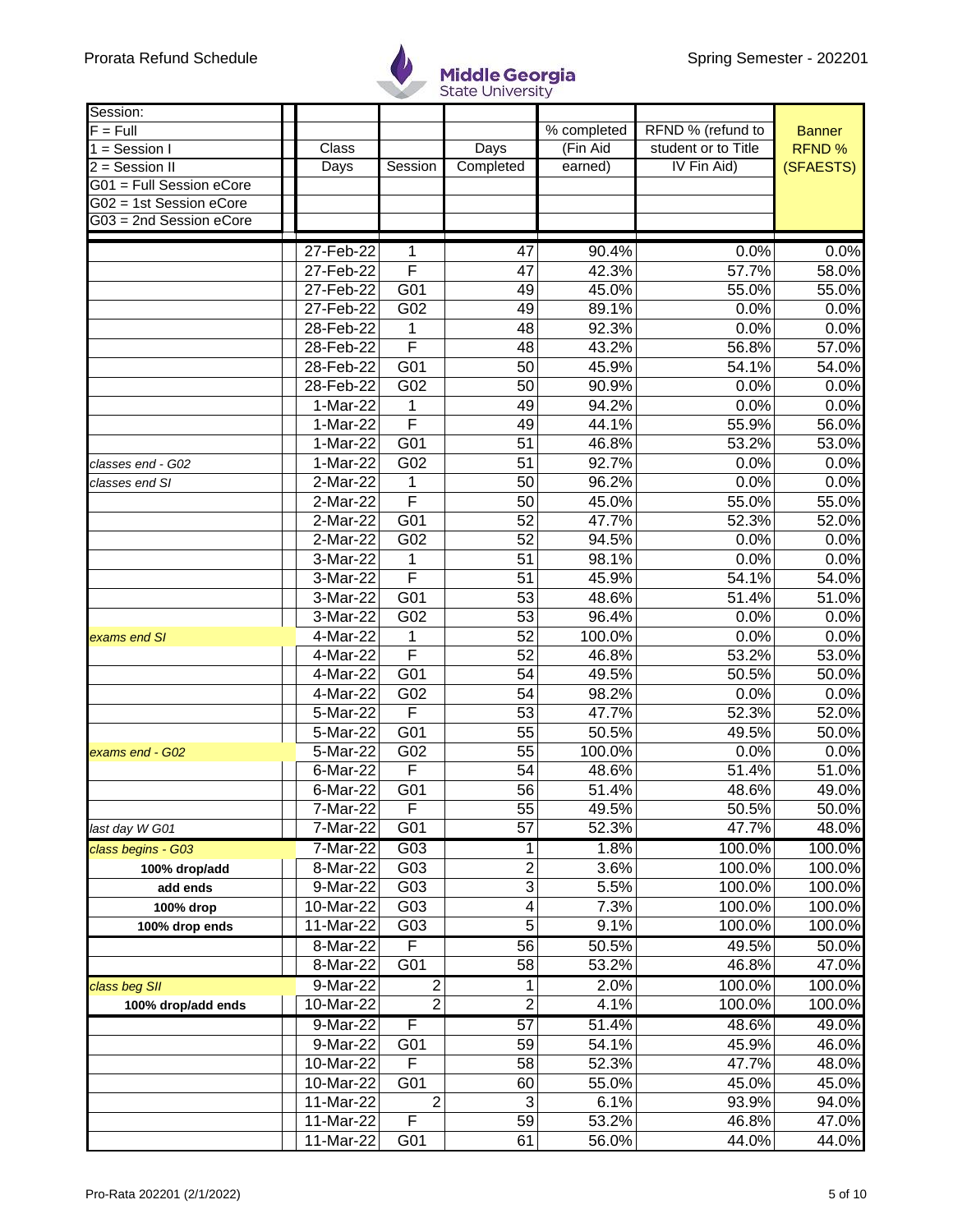| Session: F = Full 1 = Session I 2 = Session II G01 = Full Session eCore G02 = 1st Session eCore G03 = 2nd Session eCore | Class Days | Session | Days Completed | % completed (Fin Aid earned) | RFND % (refund to student or to Title IV Fin Aid) | Banner RFND % (SFAESTS) |
|---|---|---|---|---|---|---|
| | 27-Feb-22 | 1 | 47 | 90.4% | 0.0% | 0.0% |
| | 27-Feb-22 | F | 47 | 42.3% | 57.7% | 58.0% |
| | 27-Feb-22 | G01 | 49 | 45.0% | 55.0% | 55.0% |
| | 27-Feb-22 | G02 | 49 | 89.1% | 0.0% | 0.0% |
| | 28-Feb-22 | 1 | 48 | 92.3% | 0.0% | 0.0% |
| | 28-Feb-22 | F | 48 | 43.2% | 56.8% | 57.0% |
| | 28-Feb-22 | G01 | 50 | 45.9% | 54.1% | 54.0% |
| | 28-Feb-22 | G02 | 50 | 90.9% | 0.0% | 0.0% |
| | 1-Mar-22 | 1 | 49 | 94.2% | 0.0% | 0.0% |
| | 1-Mar-22 | F | 49 | 44.1% | 55.9% | 56.0% |
| | 1-Mar-22 | G01 | 51 | 46.8% | 53.2% | 53.0% |
| *classes end - G02* | 1-Mar-22 | G02 | 51 | 92.7% | 0.0% | 0.0% |
| *classes end SI* | 2-Mar-22 | 1 | 50 | 96.2% | 0.0% | 0.0% |
| | 2-Mar-22 | F | 50 | 45.0% | 55.0% | 55.0% |
| | 2-Mar-22 | G01 | 52 | 47.7% | 52.3% | 52.0% |
| | 2-Mar-22 | G02 | 52 | 94.5% | 0.0% | 0.0% |
| | 3-Mar-22 | 1 | 51 | 98.1% | 0.0% | 0.0% |
| | 3-Mar-22 | F | 51 | 45.9% | 54.1% | 54.0% |
| | 3-Mar-22 | G01 | 53 | 48.6% | 51.4% | 51.0% |
| | 3-Mar-22 | G02 | 53 | 96.4% | 0.0% | 0.0% |
| *exams end SI* | 4-Mar-22 | 1 | 52 | 100.0% | 0.0% | 0.0% |
| | 4-Mar-22 | F | 52 | 46.8% | 53.2% | 53.0% |
| | 4-Mar-22 | G01 | 54 | 49.5% | 50.5% | 50.0% |
| | 4-Mar-22 | G02 | 54 | 98.2% | 0.0% | 0.0% |
| | 5-Mar-22 | F | 53 | 47.7% | 52.3% | 52.0% |
| | 5-Mar-22 | G01 | 55 | 50.5% | 49.5% | 50.0% |
| *exams end - G02* | 5-Mar-22 | G02 | 55 | 100.0% | 0.0% | 0.0% |
| | 6-Mar-22 | F | 54 | 48.6% | 51.4% | 51.0% |
| | 6-Mar-22 | G01 | 56 | 51.4% | 48.6% | 49.0% |
| | 7-Mar-22 | F | 55 | 49.5% | 50.5% | 50.0% |
| *last day W G01* | 7-Mar-22 | G01 | 57 | 52.3% | 47.7% | 48.0% |
| *class begins - G03* | 7-Mar-22 | G03 | 1 | 1.8% | 100.0% | 100.0% |
| **100% drop/add** | 8-Mar-22 | G03 | 2 | 3.6% | 100.0% | 100.0% |
| **add ends** | 9-Mar-22 | G03 | 3 | 5.5% | 100.0% | 100.0% |
| **100% drop** | 10-Mar-22 | G03 | 4 | 7.3% | 100.0% | 100.0% |
| **100% drop ends** | 11-Mar-22 | G03 | 5 | 9.1% | 100.0% | 100.0% |
| | 8-Mar-22 | F | 56 | 50.5% | 49.5% | 50.0% |
| | 8-Mar-22 | G01 | 58 | 53.2% | 46.8% | 47.0% |
| *class beg SII* | 9-Mar-22 | 2 | 1 | 2.0% | 100.0% | 100.0% |
| **100% drop/add ends** | 10-Mar-22 | 2 | 2 | 4.1% | 100.0% | 100.0% |
| | 9-Mar-22 | F | 57 | 51.4% | 48.6% | 49.0% |
| | 9-Mar-22 | G01 | 59 | 54.1% | 45.9% | 46.0% |
| | 10-Mar-22 | F | 58 | 52.3% | 47.7% | 48.0% |
| | 10-Mar-22 | G01 | 60 | 55.0% | 45.0% | 45.0% |
| | 11-Mar-22 | 2 | 3 | 6.1% | 93.9% | 94.0% |
| | 11-Mar-22 | F | 59 | 53.2% | 46.8% | 47.0% |
| | 11-Mar-22 | G01 | 61 | 56.0% | 44.0% | 44.0% |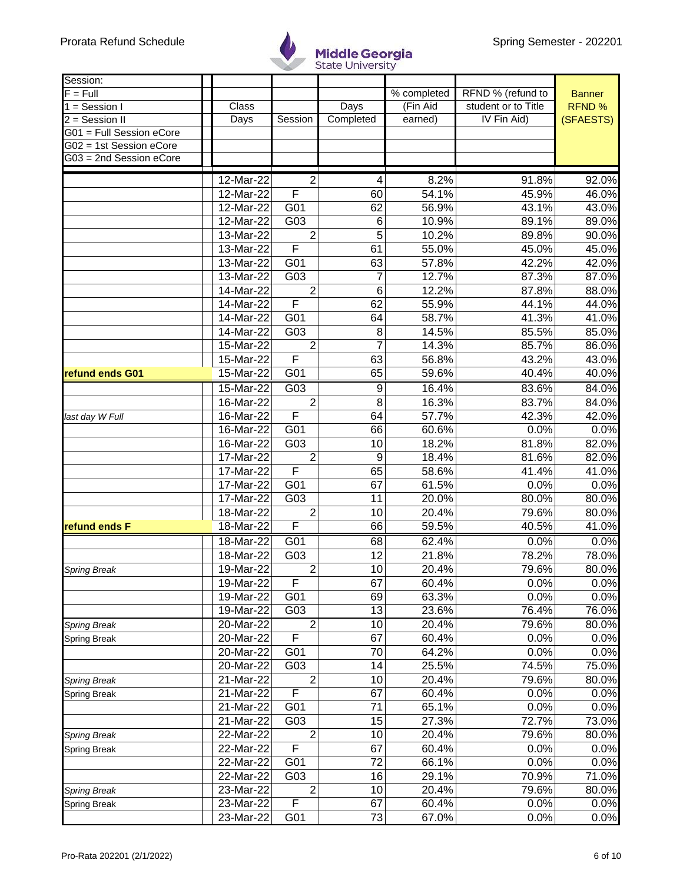| Session:<br>F = Full<br>1 = Session I<br>2 = Session II<br>G01 = Full Session eCore<br>G02 = 1st Session eCore<br>G03 = 2nd Session eCore | Class Days | Session | Days Completed | % completed (Fin Aid earned) | RFND % (refund to student or to Title IV Fin Aid) | Banner RFND % (SFAESTS) |
|---|---|---|---|---|---|---|
| | 12-Mar-22 | 2 | 4 | 8.2% | 91.8% | 92.0% |
| | 12-Mar-22 | F | 60 | 54.1% | 45.9% | 46.0% |
| | 12-Mar-22 | G01 | 62 | 56.9% | 43.1% | 43.0% |
| | 12-Mar-22 | G03 | 6 | 10.9% | 89.1% | 89.0% |
| | 13-Mar-22 | 2 | 5 | 10.2% | 89.8% | 90.0% |
| | 13-Mar-22 | F | 61 | 55.0% | 45.0% | 45.0% |
| | 13-Mar-22 | G01 | 63 | 57.8% | 42.2% | 42.0% |
| | 13-Mar-22 | G03 | 7 | 12.7% | 87.3% | 87.0% |
| | 14-Mar-22 | 2 | 6 | 12.2% | 87.8% | 88.0% |
| | 14-Mar-22 | F | 62 | 55.9% | 44.1% | 44.0% |
| | 14-Mar-22 | G01 | 64 | 58.7% | 41.3% | 41.0% |
| | 14-Mar-22 | G03 | 8 | 14.5% | 85.5% | 85.0% |
| | 15-Mar-22 | 2 | 7 | 14.3% | 85.7% | 86.0% |
| | 15-Mar-22 | F | 63 | 56.8% | 43.2% | 43.0% |
| **refund ends G01** | 15-Mar-22 | G01 | 65 | 59.6% | 40.4% | 40.0% |
| | 15-Mar-22 | G03 | 9 | 16.4% | 83.6% | 84.0% |
| | 16-Mar-22 | 2 | 8 | 16.3% | 83.7% | 84.0% |
| *last day W Full* | 16-Mar-22 | F | 64 | 57.7% | 42.3% | 42.0% |
| | 16-Mar-22 | G01 | 66 | 60.6% | 0.0% | 0.0% |
| | 16-Mar-22 | G03 | 10 | 18.2% | 81.8% | 82.0% |
| | 17-Mar-22 | 2 | 9 | 18.4% | 81.6% | 82.0% |
| | 17-Mar-22 | F | 65 | 58.6% | 41.4% | 41.0% |
| | 17-Mar-22 | G01 | 67 | 61.5% | 0.0% | 0.0% |
| | 17-Mar-22 | G03 | 11 | 20.0% | 80.0% | 80.0% |
| | 18-Mar-22 | 2 | 10 | 20.4% | 79.6% | 80.0% |
| **refund ends F** | 18-Mar-22 | F | 66 | 59.5% | 40.5% | 41.0% |
| | 18-Mar-22 | G01 | 68 | 62.4% | 0.0% | 0.0% |
| | 18-Mar-22 | G03 | 12 | 21.8% | 78.2% | 78.0% |
| *Spring Break* | 19-Mar-22 | 2 | 10 | 20.4% | 79.6% | 80.0% |
| | 19-Mar-22 | F | 67 | 60.4% | 0.0% | 0.0% |
| | 19-Mar-22 | G01 | 69 | 63.3% | 0.0% | 0.0% |
| | 19-Mar-22 | G03 | 13 | 23.6% | 76.4% | 76.0% |
| *Spring Break* | 20-Mar-22 | 2 | 10 | 20.4% | 79.6% | 80.0% |
| Spring Break | 20-Mar-22 | F | 67 | 60.4% | 0.0% | 0.0% |
| | 20-Mar-22 | G01 | 70 | 64.2% | 0.0% | 0.0% |
| | 20-Mar-22 | G03 | 14 | 25.5% | 74.5% | 75.0% |
| *Spring Break* | 21-Mar-22 | 2 | 10 | 20.4% | 79.6% | 80.0% |
| Spring Break | 21-Mar-22 | F | 67 | 60.4% | 0.0% | 0.0% |
| | 21-Mar-22 | G01 | 71 | 65.1% | 0.0% | 0.0% |
| | 21-Mar-22 | G03 | 15 | 27.3% | 72.7% | 73.0% |
| *Spring Break* | 22-Mar-22 | 2 | 10 | 20.4% | 79.6% | 80.0% |
| Spring Break | 22-Mar-22 | F | 67 | 60.4% | 0.0% | 0.0% |
| | 22-Mar-22 | G01 | 72 | 66.1% | 0.0% | 0.0% |
| | 22-Mar-22 | G03 | 16 | 29.1% | 70.9% | 71.0% |
| *Spring Break* | 23-Mar-22 | 2 | 10 | 20.4% | 79.6% | 80.0% |
| Spring Break | 23-Mar-22 | F | 67 | 60.4% | 0.0% | 0.0% |
| | 23-Mar-22 | G01 | 73 | 67.0% | 0.0% | 0.0% |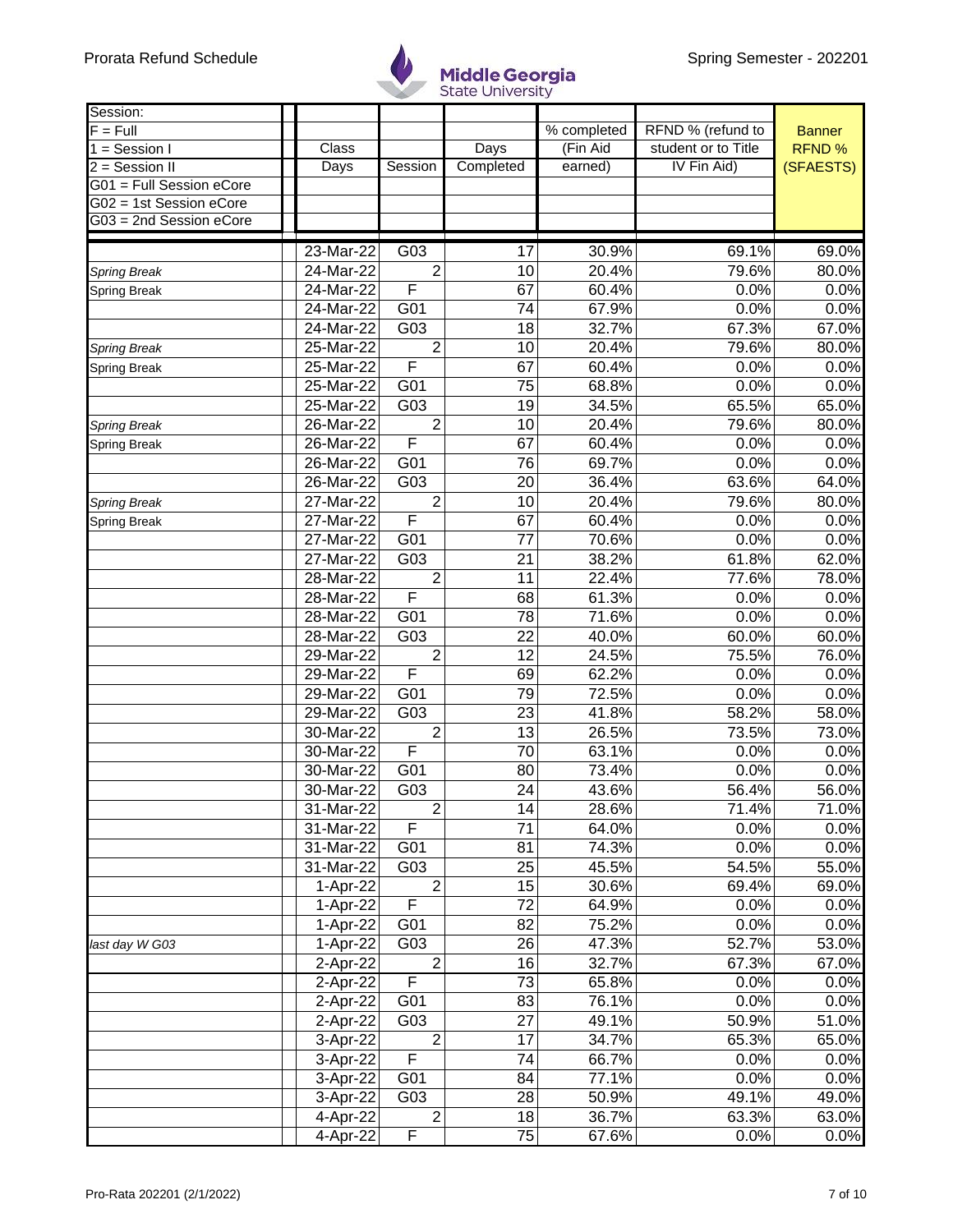Prorata Refund Schedule

Middle Georgia State University

Spring Semester - 202201

| Session: F = Full; 1 = Session I; 2 = Session II; G01 = Full Session eCore; G02 = 1st Session eCore; G03 = 2nd Session eCore | Class Days | Session | Days Completed | % completed (Fin Aid earned) | RFND % (refund to student or to Title IV Fin Aid) | Banner RFND % (SFAESTS) |
|---|---|---|---|---|---|---|
| | 23-Mar-22 | G03 | 17 | 30.9% | 69.1% | 69.0% |
| *Spring Break* | 24-Mar-22 | 2 | 10 | 20.4% | 79.6% | 80.0% |
| Spring Break | 24-Mar-22 | F | 67 | 60.4% | 0.0% | 0.0% |
| | 24-Mar-22 | G01 | 74 | 67.9% | 0.0% | 0.0% |
| | 24-Mar-22 | G03 | 18 | 32.7% | 67.3% | 67.0% |
| *Spring Break* | 25-Mar-22 | 2 | 10 | 20.4% | 79.6% | 80.0% |
| Spring Break | 25-Mar-22 | F | 67 | 60.4% | 0.0% | 0.0% |
| | 25-Mar-22 | G01 | 75 | 68.8% | 0.0% | 0.0% |
| | 25-Mar-22 | G03 | 19 | 34.5% | 65.5% | 65.0% |
| *Spring Break* | 26-Mar-22 | 2 | 10 | 20.4% | 79.6% | 80.0% |
| Spring Break | 26-Mar-22 | F | 67 | 60.4% | 0.0% | 0.0% |
| | 26-Mar-22 | G01 | 76 | 69.7% | 0.0% | 0.0% |
| | 26-Mar-22 | G03 | 20 | 36.4% | 63.6% | 64.0% |
| *Spring Break* | 27-Mar-22 | 2 | 10 | 20.4% | 79.6% | 80.0% |
| Spring Break | 27-Mar-22 | F | 67 | 60.4% | 0.0% | 0.0% |
| | 27-Mar-22 | G01 | 77 | 70.6% | 0.0% | 0.0% |
| | 27-Mar-22 | G03 | 21 | 38.2% | 61.8% | 62.0% |
| | 28-Mar-22 | 2 | 11 | 22.4% | 77.6% | 78.0% |
| | 28-Mar-22 | F | 68 | 61.3% | 0.0% | 0.0% |
| | 28-Mar-22 | G01 | 78 | 71.6% | 0.0% | 0.0% |
| | 28-Mar-22 | G03 | 22 | 40.0% | 60.0% | 60.0% |
| | 29-Mar-22 | 2 | 12 | 24.5% | 75.5% | 76.0% |
| | 29-Mar-22 | F | 69 | 62.2% | 0.0% | 0.0% |
| | 29-Mar-22 | G01 | 79 | 72.5% | 0.0% | 0.0% |
| | 29-Mar-22 | G03 | 23 | 41.8% | 58.2% | 58.0% |
| | 30-Mar-22 | 2 | 13 | 26.5% | 73.5% | 73.0% |
| | 30-Mar-22 | F | 70 | 63.1% | 0.0% | 0.0% |
| | 30-Mar-22 | G01 | 80 | 73.4% | 0.0% | 0.0% |
| | 30-Mar-22 | G03 | 24 | 43.6% | 56.4% | 56.0% |
| | 31-Mar-22 | 2 | 14 | 28.6% | 71.4% | 71.0% |
| | 31-Mar-22 | F | 71 | 64.0% | 0.0% | 0.0% |
| | 31-Mar-22 | G01 | 81 | 74.3% | 0.0% | 0.0% |
| | 31-Mar-22 | G03 | 25 | 45.5% | 54.5% | 55.0% |
| | 1-Apr-22 | 2 | 15 | 30.6% | 69.4% | 69.0% |
| | 1-Apr-22 | F | 72 | 64.9% | 0.0% | 0.0% |
| | 1-Apr-22 | G01 | 82 | 75.2% | 0.0% | 0.0% |
| *last day W G03* | 1-Apr-22 | G03 | 26 | 47.3% | 52.7% | 53.0% |
| | 2-Apr-22 | 2 | 16 | 32.7% | 67.3% | 67.0% |
| | 2-Apr-22 | F | 73 | 65.8% | 0.0% | 0.0% |
| | 2-Apr-22 | G01 | 83 | 76.1% | 0.0% | 0.0% |
| | 2-Apr-22 | G03 | 27 | 49.1% | 50.9% | 51.0% |
| | 3-Apr-22 | 2 | 17 | 34.7% | 65.3% | 65.0% |
| | 3-Apr-22 | F | 74 | 66.7% | 0.0% | 0.0% |
| | 3-Apr-22 | G01 | 84 | 77.1% | 0.0% | 0.0% |
| | 3-Apr-22 | G03 | 28 | 50.9% | 49.1% | 49.0% |
| | 4-Apr-22 | 2 | 18 | 36.7% | 63.3% | 63.0% |
| | 4-Apr-22 | F | 75 | 67.6% | 0.0% | 0.0% |

Pro-Rata 202201 (2/1/2022)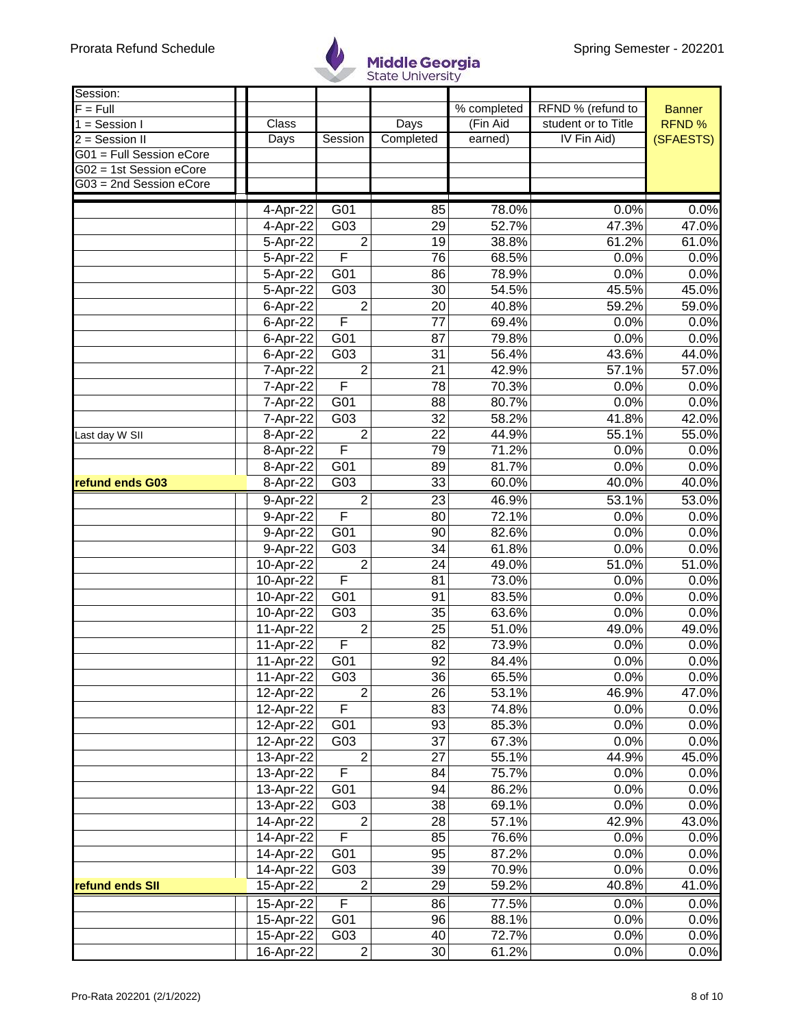| Session:<br>F = Full<br>1 = Session I<br>2 = Session II<br>G01 = Full Session eCore<br>G02 = 1st Session eCore<br>G03 = 2nd Session eCore | Class Days | Session | Days Completed | % completed (Fin Aid earned) | RFND % (refund to student or to Title IV Fin Aid) | Banner RFND % (SFAESTS) |
|---|---|---|---|---|---|---|
| | 4-Apr-22 | G01 | 85 | 78.0% | 0.0% | 0.0% |
| | 4-Apr-22 | G03 | 29 | 52.7% | 47.3% | 47.0% |
| | 5-Apr-22 | 2 | 19 | 38.8% | 61.2% | 61.0% |
| | 5-Apr-22 | F | 76 | 68.5% | 0.0% | 0.0% |
| | 5-Apr-22 | G01 | 86 | 78.9% | 0.0% | 0.0% |
| | 5-Apr-22 | G03 | 30 | 54.5% | 45.5% | 45.0% |
| | 6-Apr-22 | 2 | 20 | 40.8% | 59.2% | 59.0% |
| | 6-Apr-22 | F | 77 | 69.4% | 0.0% | 0.0% |
| | 6-Apr-22 | G01 | 87 | 79.8% | 0.0% | 0.0% |
| | 6-Apr-22 | G03 | 31 | 56.4% | 43.6% | 44.0% |
| | 7-Apr-22 | 2 | 21 | 42.9% | 57.1% | 57.0% |
| | 7-Apr-22 | F | 78 | 70.3% | 0.0% | 0.0% |
| | 7-Apr-22 | G01 | 88 | 80.7% | 0.0% | 0.0% |
| | 7-Apr-22 | G03 | 32 | 58.2% | 41.8% | 42.0% |
| Last day W SII | 8-Apr-22 | 2 | 22 | 44.9% | 55.1% | 55.0% |
| | 8-Apr-22 | F | 79 | 71.2% | 0.0% | 0.0% |
| | 8-Apr-22 | G01 | 89 | 81.7% | 0.0% | 0.0% |
| **refund ends G03** | 8-Apr-22 | G03 | 33 | 60.0% | 40.0% | 40.0% |
| | 9-Apr-22 | 2 | 23 | 46.9% | 53.1% | 53.0% |
| | 9-Apr-22 | F | 80 | 72.1% | 0.0% | 0.0% |
| | 9-Apr-22 | G01 | 90 | 82.6% | 0.0% | 0.0% |
| | 9-Apr-22 | G03 | 34 | 61.8% | 0.0% | 0.0% |
| | 10-Apr-22 | 2 | 24 | 49.0% | 51.0% | 51.0% |
| | 10-Apr-22 | F | 81 | 73.0% | 0.0% | 0.0% |
| | 10-Apr-22 | G01 | 91 | 83.5% | 0.0% | 0.0% |
| | 10-Apr-22 | G03 | 35 | 63.6% | 0.0% | 0.0% |
| | 11-Apr-22 | 2 | 25 | 51.0% | 49.0% | 49.0% |
| | 11-Apr-22 | F | 82 | 73.9% | 0.0% | 0.0% |
| | 11-Apr-22 | G01 | 92 | 84.4% | 0.0% | 0.0% |
| | 11-Apr-22 | G03 | 36 | 65.5% | 0.0% | 0.0% |
| | 12-Apr-22 | 2 | 26 | 53.1% | 46.9% | 47.0% |
| | 12-Apr-22 | F | 83 | 74.8% | 0.0% | 0.0% |
| | 12-Apr-22 | G01 | 93 | 85.3% | 0.0% | 0.0% |
| | 12-Apr-22 | G03 | 37 | 67.3% | 0.0% | 0.0% |
| | 13-Apr-22 | 2 | 27 | 55.1% | 44.9% | 45.0% |
| | 13-Apr-22 | F | 84 | 75.7% | 0.0% | 0.0% |
| | 13-Apr-22 | G01 | 94 | 86.2% | 0.0% | 0.0% |
| | 13-Apr-22 | G03 | 38 | 69.1% | 0.0% | 0.0% |
| | 14-Apr-22 | 2 | 28 | 57.1% | 42.9% | 43.0% |
| | 14-Apr-22 | F | 85 | 76.6% | 0.0% | 0.0% |
| | 14-Apr-22 | G01 | 95 | 87.2% | 0.0% | 0.0% |
| | 14-Apr-22 | G03 | 39 | 70.9% | 0.0% | 0.0% |
| **refund ends SII** | 15-Apr-22 | 2 | 29 | 59.2% | 40.8% | 41.0% |
| | 15-Apr-22 | F | 86 | 77.5% | 0.0% | 0.0% |
| | 15-Apr-22 | G01 | 96 | 88.1% | 0.0% | 0.0% |
| | 15-Apr-22 | G03 | 40 | 72.7% | 0.0% | 0.0% |
| | 16-Apr-22 | 2 | 30 | 61.2% | 0.0% | 0.0% |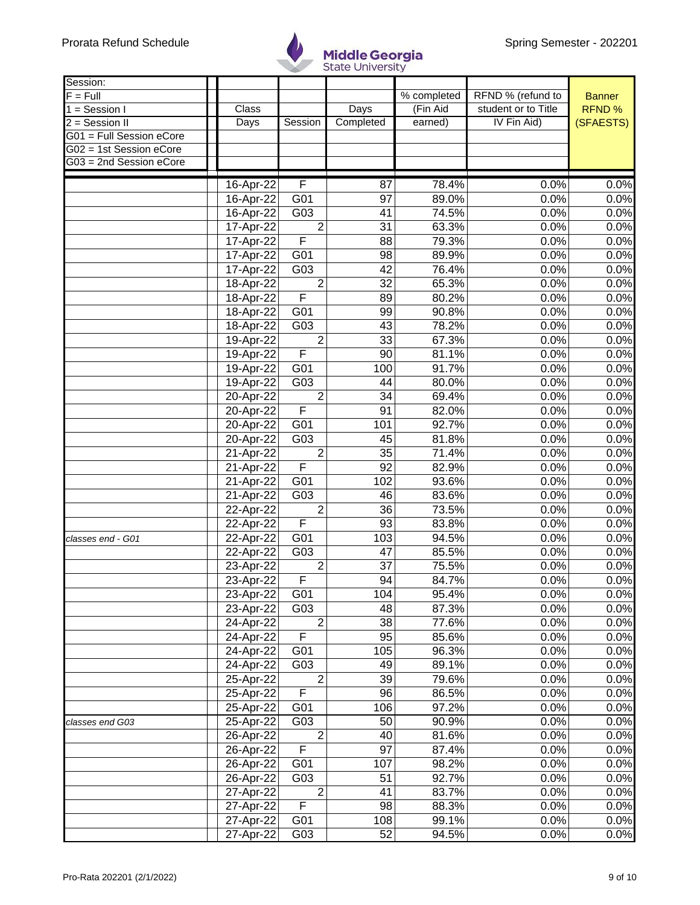Prorata Refund Schedule

Middle Georgia State University

Spring Semester - 202201

| Session: F = Full, 1 = Session I, 2 = Session II, G01 = Full Session eCore, G02 = 1st Session eCore, G03 = 2nd Session eCore | Class Days | Session | Days Completed | % completed (Fin Aid earned) | RFND % (refund to student or to Title IV Fin Aid) | Banner RFND % (SFAESTS) |
|---|---|---|---|---|---|---|
| | 16-Apr-22 | F | 87 | 78.4% | 0.0% | 0.0% |
| | 16-Apr-22 | G01 | 97 | 89.0% | 0.0% | 0.0% |
| | 16-Apr-22 | G03 | 41 | 74.5% | 0.0% | 0.0% |
| | 17-Apr-22 | 2 | 31 | 63.3% | 0.0% | 0.0% |
| | 17-Apr-22 | F | 88 | 79.3% | 0.0% | 0.0% |
| | 17-Apr-22 | G01 | 98 | 89.9% | 0.0% | 0.0% |
| | 17-Apr-22 | G03 | 42 | 76.4% | 0.0% | 0.0% |
| | 18-Apr-22 | 2 | 32 | 65.3% | 0.0% | 0.0% |
| | 18-Apr-22 | F | 89 | 80.2% | 0.0% | 0.0% |
| | 18-Apr-22 | G01 | 99 | 90.8% | 0.0% | 0.0% |
| | 18-Apr-22 | G03 | 43 | 78.2% | 0.0% | 0.0% |
| | 19-Apr-22 | 2 | 33 | 67.3% | 0.0% | 0.0% |
| | 19-Apr-22 | F | 90 | 81.1% | 0.0% | 0.0% |
| | 19-Apr-22 | G01 | 100 | 91.7% | 0.0% | 0.0% |
| | 19-Apr-22 | G03 | 44 | 80.0% | 0.0% | 0.0% |
| | 20-Apr-22 | 2 | 34 | 69.4% | 0.0% | 0.0% |
| | 20-Apr-22 | F | 91 | 82.0% | 0.0% | 0.0% |
| | 20-Apr-22 | G01 | 101 | 92.7% | 0.0% | 0.0% |
| | 20-Apr-22 | G03 | 45 | 81.8% | 0.0% | 0.0% |
| | 21-Apr-22 | 2 | 35 | 71.4% | 0.0% | 0.0% |
| | 21-Apr-22 | F | 92 | 82.9% | 0.0% | 0.0% |
| | 21-Apr-22 | G01 | 102 | 93.6% | 0.0% | 0.0% |
| | 21-Apr-22 | G03 | 46 | 83.6% | 0.0% | 0.0% |
| | 22-Apr-22 | 2 | 36 | 73.5% | 0.0% | 0.0% |
| | 22-Apr-22 | F | 93 | 83.8% | 0.0% | 0.0% |
| *classes end - G01* | 22-Apr-22 | G01 | 103 | 94.5% | 0.0% | 0.0% |
| | 22-Apr-22 | G03 | 47 | 85.5% | 0.0% | 0.0% |
| | 23-Apr-22 | 2 | 37 | 75.5% | 0.0% | 0.0% |
| | 23-Apr-22 | F | 94 | 84.7% | 0.0% | 0.0% |
| | 23-Apr-22 | G01 | 104 | 95.4% | 0.0% | 0.0% |
| | 23-Apr-22 | G03 | 48 | 87.3% | 0.0% | 0.0% |
| | 24-Apr-22 | 2 | 38 | 77.6% | 0.0% | 0.0% |
| | 24-Apr-22 | F | 95 | 85.6% | 0.0% | 0.0% |
| | 24-Apr-22 | G01 | 105 | 96.3% | 0.0% | 0.0% |
| | 24-Apr-22 | G03 | 49 | 89.1% | 0.0% | 0.0% |
| | 25-Apr-22 | 2 | 39 | 79.6% | 0.0% | 0.0% |
| | 25-Apr-22 | F | 96 | 86.5% | 0.0% | 0.0% |
| | 25-Apr-22 | G01 | 106 | 97.2% | 0.0% | 0.0% |
| *classes end G03* | 25-Apr-22 | G03 | 50 | 90.9% | 0.0% | 0.0% |
| | 26-Apr-22 | 2 | 40 | 81.6% | 0.0% | 0.0% |
| | 26-Apr-22 | F | 97 | 87.4% | 0.0% | 0.0% |
| | 26-Apr-22 | G01 | 107 | 98.2% | 0.0% | 0.0% |
| | 26-Apr-22 | G03 | 51 | 92.7% | 0.0% | 0.0% |
| | 27-Apr-22 | 2 | 41 | 83.7% | 0.0% | 0.0% |
| | 27-Apr-22 | F | 98 | 88.3% | 0.0% | 0.0% |
| | 27-Apr-22 | G01 | 108 | 99.1% | 0.0% | 0.0% |
| | 27-Apr-22 | G03 | 52 | 94.5% | 0.0% | 0.0% |

Pro-Rata 202201 (2/1/2022)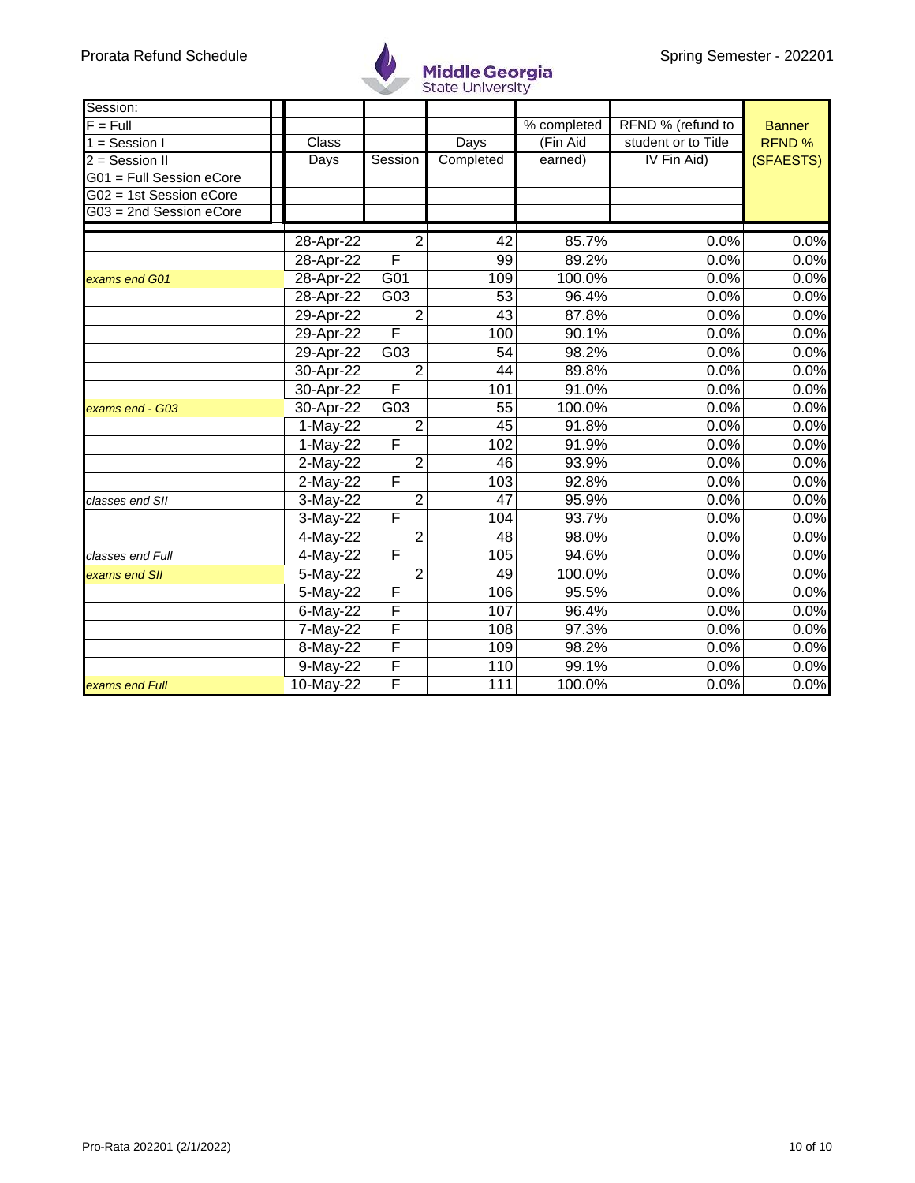| Session:<br>F = Full<br>1 = Session I<br>2 = Session II<br>G01 = Full Session eCore<br>G02 = 1st Session eCore<br>G03 = 2nd Session eCore | Class Days | Session | Days Completed | % completed (Fin Aid earned) | RFND % (refund to student or to Title IV Fin Aid) | Banner RFND % (SFAESTS) |
|---|---|---|---|---|---|---|
| | 28-Apr-22 | 2 | 42 | 85.7% | 0.0% | 0.0% |
| | 28-Apr-22 | F | 99 | 89.2% | 0.0% | 0.0% |
| exams end G01 | 28-Apr-22 | G01 | 109 | 100.0% | 0.0% | 0.0% |
| | 28-Apr-22 | G03 | 53 | 96.4% | 0.0% | 0.0% |
| | 29-Apr-22 | 2 | 43 | 87.8% | 0.0% | 0.0% |
| | 29-Apr-22 | F | 100 | 90.1% | 0.0% | 0.0% |
| | 29-Apr-22 | G03 | 54 | 98.2% | 0.0% | 0.0% |
| | 30-Apr-22 | 2 | 44 | 89.8% | 0.0% | 0.0% |
| | 30-Apr-22 | F | 101 | 91.0% | 0.0% | 0.0% |
| exams end - G03 | 30-Apr-22 | G03 | 55 | 100.0% | 0.0% | 0.0% |
| | 1-May-22 | 2 | 45 | 91.8% | 0.0% | 0.0% |
| | 1-May-22 | F | 102 | 91.9% | 0.0% | 0.0% |
| | 2-May-22 | 2 | 46 | 93.9% | 0.0% | 0.0% |
| | 2-May-22 | F | 103 | 92.8% | 0.0% | 0.0% |
| classes end SII | 3-May-22 | 2 | 47 | 95.9% | 0.0% | 0.0% |
| | 3-May-22 | F | 104 | 93.7% | 0.0% | 0.0% |
| | 4-May-22 | 2 | 48 | 98.0% | 0.0% | 0.0% |
| classes end Full | 4-May-22 | F | 105 | 94.6% | 0.0% | 0.0% |
| exams end SII | 5-May-22 | 2 | 49 | 100.0% | 0.0% | 0.0% |
| | 5-May-22 | F | 106 | 95.5% | 0.0% | 0.0% |
| | 6-May-22 | F | 107 | 96.4% | 0.0% | 0.0% |
| | 7-May-22 | F | 108 | 97.3% | 0.0% | 0.0% |
| | 8-May-22 | F | 109 | 98.2% | 0.0% | 0.0% |
| | 9-May-22 | F | 110 | 99.1% | 0.0% | 0.0% |
| exams end Full | 10-May-22 | F | 111 | 100.0% | 0.0% | 0.0% |